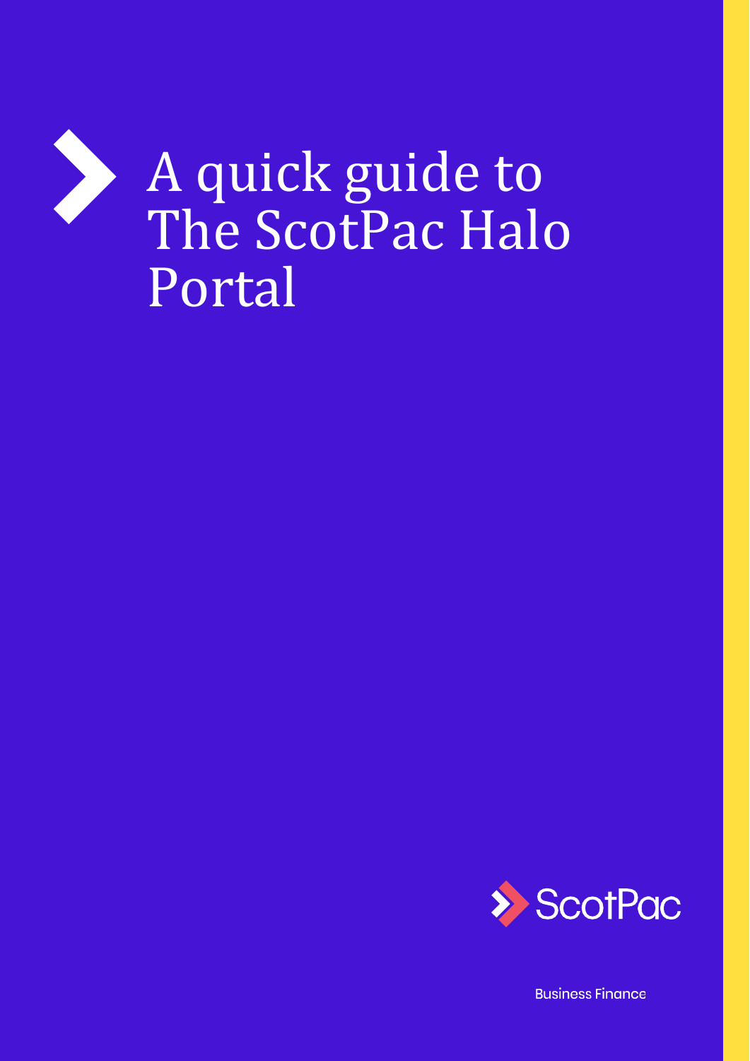# A quick guide to The ScotPac Halo Portal

ScotPac

Business Finance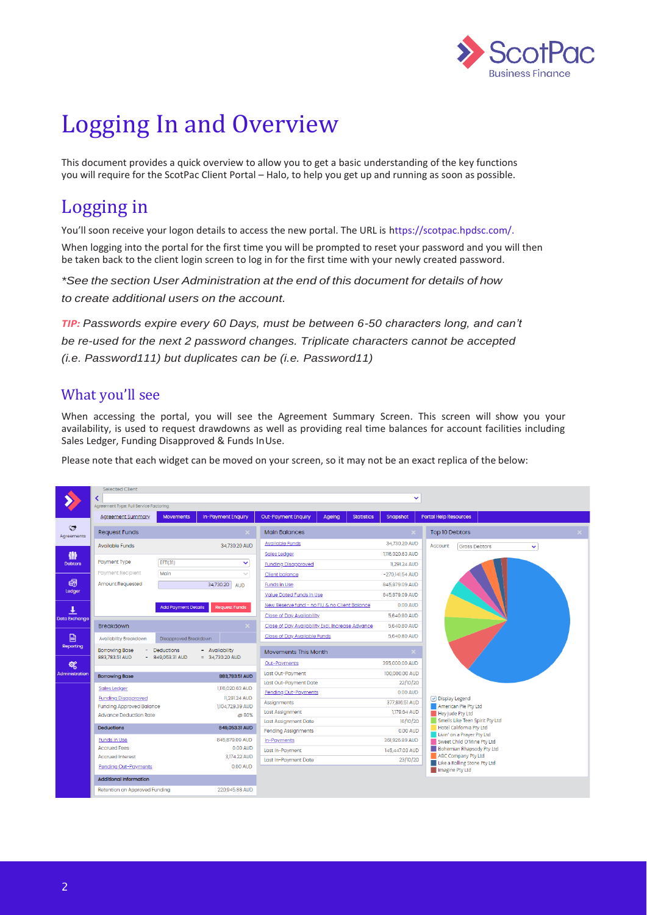# Logging In and Overview

This document provides a quick overview to allow you to get a basic understanding of the key functions you will require for the ScotPac Client Portal – Halo, to help you get up and running as soon as possible.

## Logging in

You'll soon receive your logon details to access the new portal. The URL is https://scotpac.hpdsc.com/.

When logging into the portal for the first time you will be prompted to reset your password and you will then be taken back to the client login screen to log in for the first time with your newly created password.

*\*See the section User Administration at the end of this document for details of how to create additional users on the account.*

***TIP:*** *Passwords expire every 60 Days, must be between 6-50 characters long, and can't be re-used for the next 2 password changes. Triplicate characters cannot be accepted (i.e. Password111) but duplicates can be (i.e. Password11)*

### What you'll see

When accessing the portal, you will see the Agreement Summary Screen. This screen will show you your availability, is used to request drawdowns as well as providing real time balances for account facilities including Sales Ledger, Funding Disapproved & Funds InUse.

Please note that each widget can be moved on your screen, so it may not be an exact replica of the below: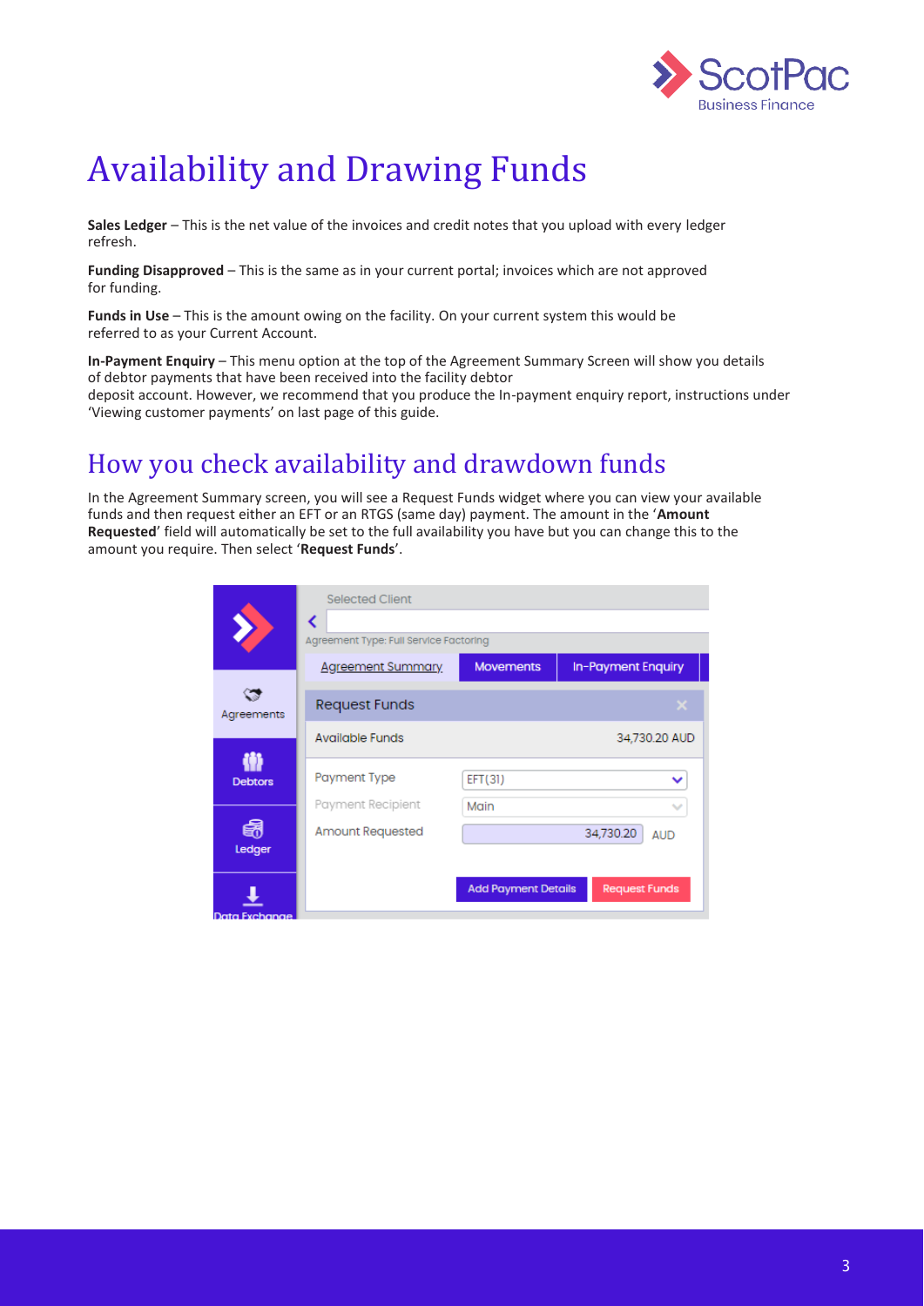# Availability and Drawing Funds

**Sales Ledger** – This is the net value of the invoices and credit notes that you upload with every ledger refresh.

**Funding Disapproved** – This is the same as in your current portal; invoices which are not approved for funding.

**Funds in Use** – This is the amount owing on the facility. On your current system this would be referred to as your Current Account.

**In-Payment Enquiry** – This menu option at the top of the Agreement Summary Screen will show you details of debtor payments that have been received into the facility debtor deposit account. However, we recommend that you produce the In-payment enquiry report, instructions under 'Viewing customer payments' on last page of this guide.

## How you check availability and drawdown funds

In the Agreement Summary screen, you will see a Request Funds widget where you can view your available funds and then request either an EFT or an RTGS (same day) payment. The amount in the '**Amount Requested**' field will automatically be set to the full availability you have but you can change this to the amount you require. Then select '**Request Funds**'.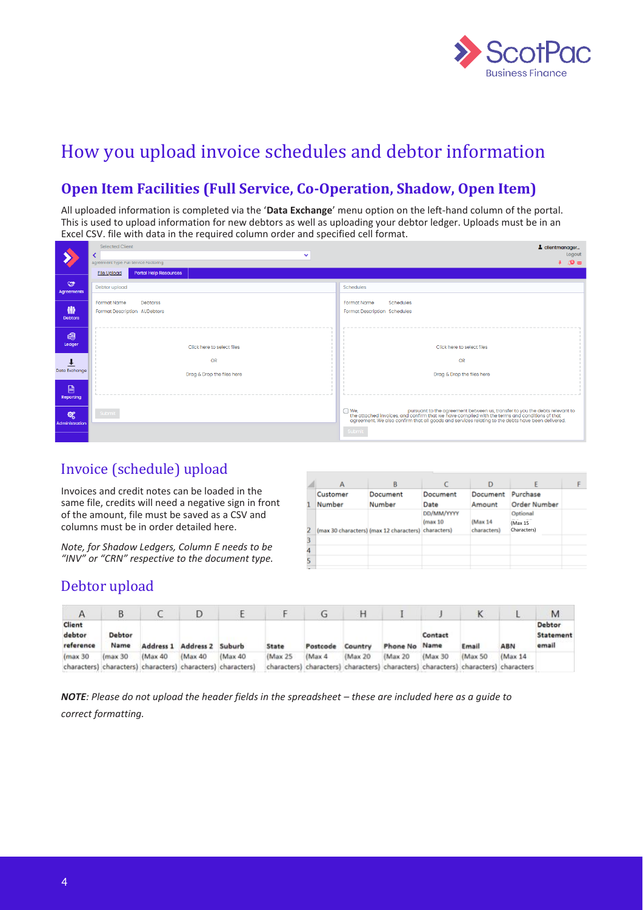# How you upload invoice schedules and debtor information

## Open Item Facilities (Full Service, Co-Operation, Shadow, Open Item)

All uploaded information is completed via the '**Data Exchange**' menu option on the left-hand column of the portal. This is used to upload information for new debtors as well as uploading your debtor ledger. Uploads must be in an Excel CSV. file with data in the required column order and specified cell format.

## Invoice (schedule) upload

Invoices and credit notes can be loaded in the same file, credits will need a negative sign in front of the amount, file must be saved as a CSV and columns must be in order detailed here.

*Note, for Shadow Ledgers, Column E needs to be "INV" or "CRN" respective to the document type.*

| | A | B | C | D | E | F |
|---|---|---|---|---|---|---|
| 1 | Customer Number | Document Number | Document Date | Document Amount | Purchase Order Number | |
| 2 | (max 30 characters) | (max 12 characters) | DD/MM/YYYY (max 10 characters) | (Max 14 characters) | Optional (Max 15 Characters) | |
| 3 | | | | | | |
| 4 | | | | | | |
| 5 | | | | | | |

## Debtor upload

| A | B | C | D | E | F | G | H | I | J | K | L | M |
|---|---|---|---|---|---|---|---|---|---|---|---|---|
| Client debtor reference | Debtor Name | Address 1 | Address 2 | Suburb | State | Postcode | Country | Phone No | Contact Name | Email | ABN | Debtor Statement email |
| (max 30 characters) | (max 30 characters) | (Max 40 characters) | (Max 40 characters) | (Max 40 characters) | (Max 25 characters) | (Max 4 characters) | (Max 20 characters) | (Max 20 characters) | (Max 30 characters) | (Max 50 characters) | (Max 14 characters | |

***NOTE**: Please do not upload the header fields in the spreadsheet – these are included here as a guide to correct formatting.*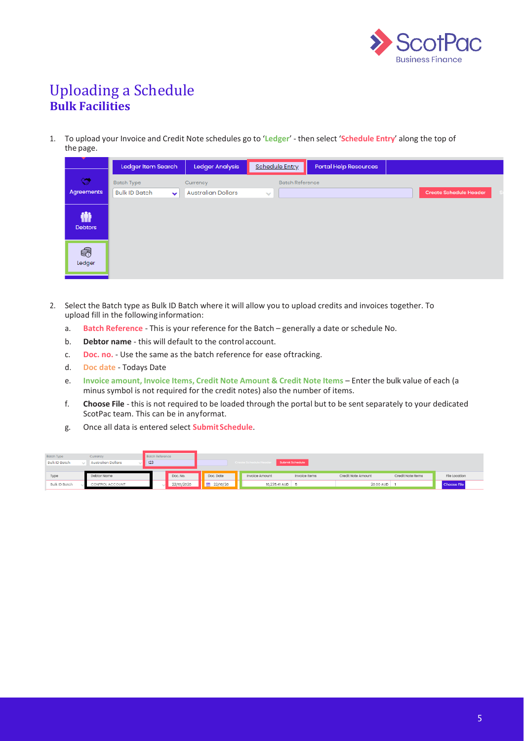# Uploading a Schedule

## Bulk Facilities

1. To upload your Invoice and Credit Note schedules go to '**Ledger**' - then select '**Schedule Entry**' along the top of the page.

2. Select the Batch type as Bulk ID Batch where it will allow you to upload credits and invoices together. To upload fill in the following information:

   a. **Batch Reference** - This is your reference for the Batch – generally a date or schedule No.

   b. **Debtor name** - this will default to the control account.

   c. **Doc. no.** - Use the same as the batch reference for ease of tracking.

   d. **Doc date** - Todays Date

   e. **Invoice amount, Invoice Items, Credit Note Amount & Credit Note Items** – Enter the bulk value of each (a minus symbol is not required for the credit notes) also the number of items.

   f. **Choose File** - this is not required to be loaded through the portal but to be sent separately to your dedicated ScotPac team. This can be in any format.

   g. Once all data is entered select **Submit Schedule**.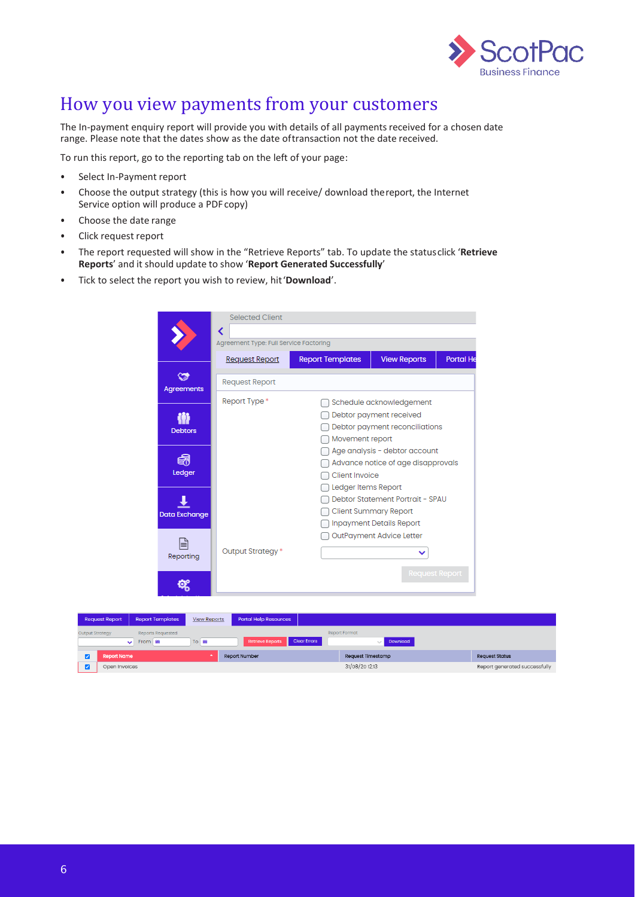# How you view payments from your customers

The In-payment enquiry report will provide you with details of all payments received for a chosen date range. Please note that the dates show as the date of transaction not the date received.

To run this report, go to the reporting tab on the left of your page:

- Select In-Payment report
- Choose the output strategy (this is how you will receive/ download the report, the Internet Service option will produce a PDF copy)
- Choose the date range
- Click request report
- The report requested will show in the “Retrieve Reports” tab. To update the status click ‘**Retrieve Reports**’ and it should update to show ‘**Report Generated Successfully**’
- Tick to select the report you wish to review, hit ‘**Download**’.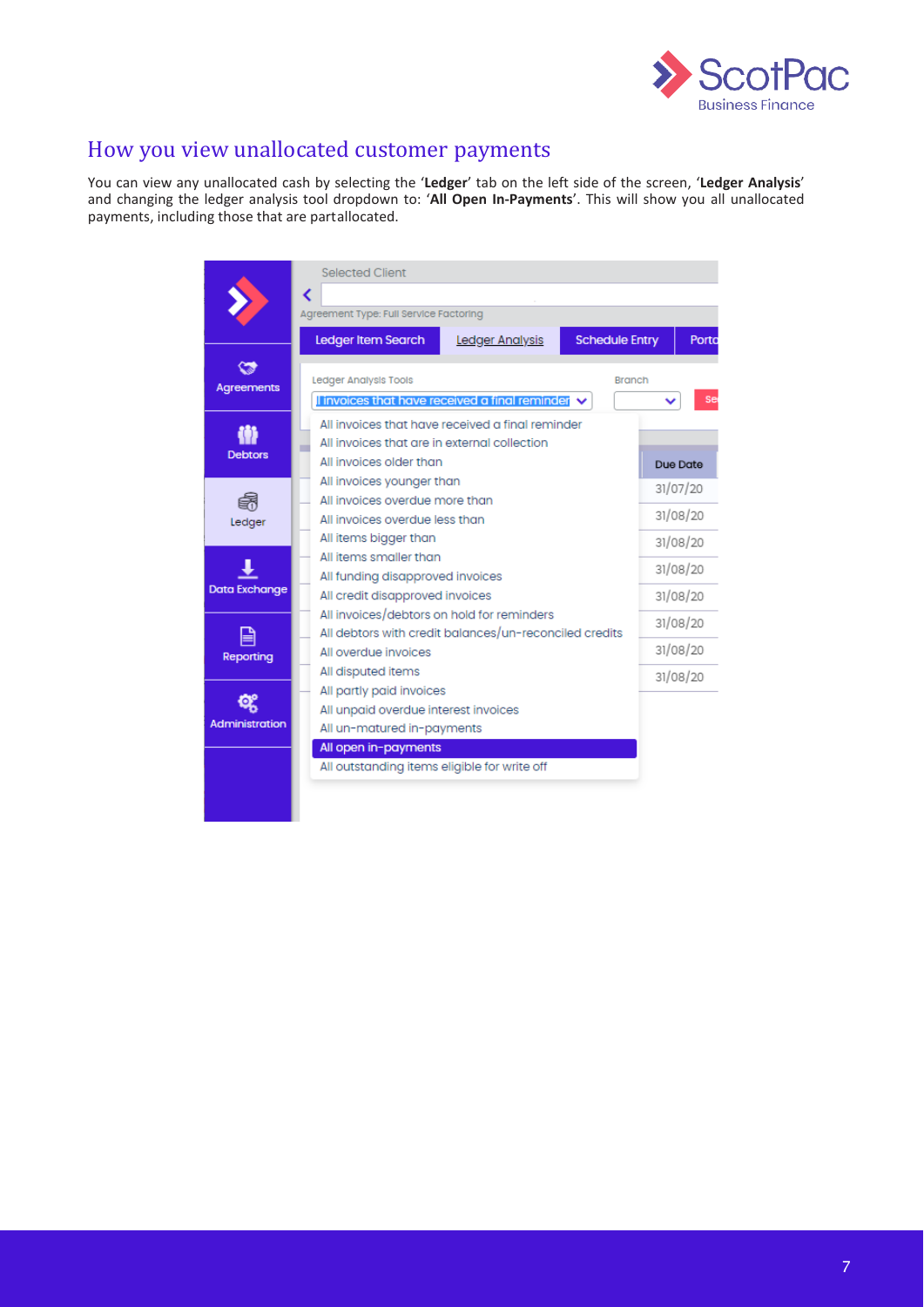## How you view unallocated customer payments

You can view any unallocated cash by selecting the '**Ledger**' tab on the left side of the screen, '**Ledger Analysis**' and changing the ledger analysis tool dropdown to: '**All Open In-Payments**'. This will show you all unallocated payments, including those that are partallocated.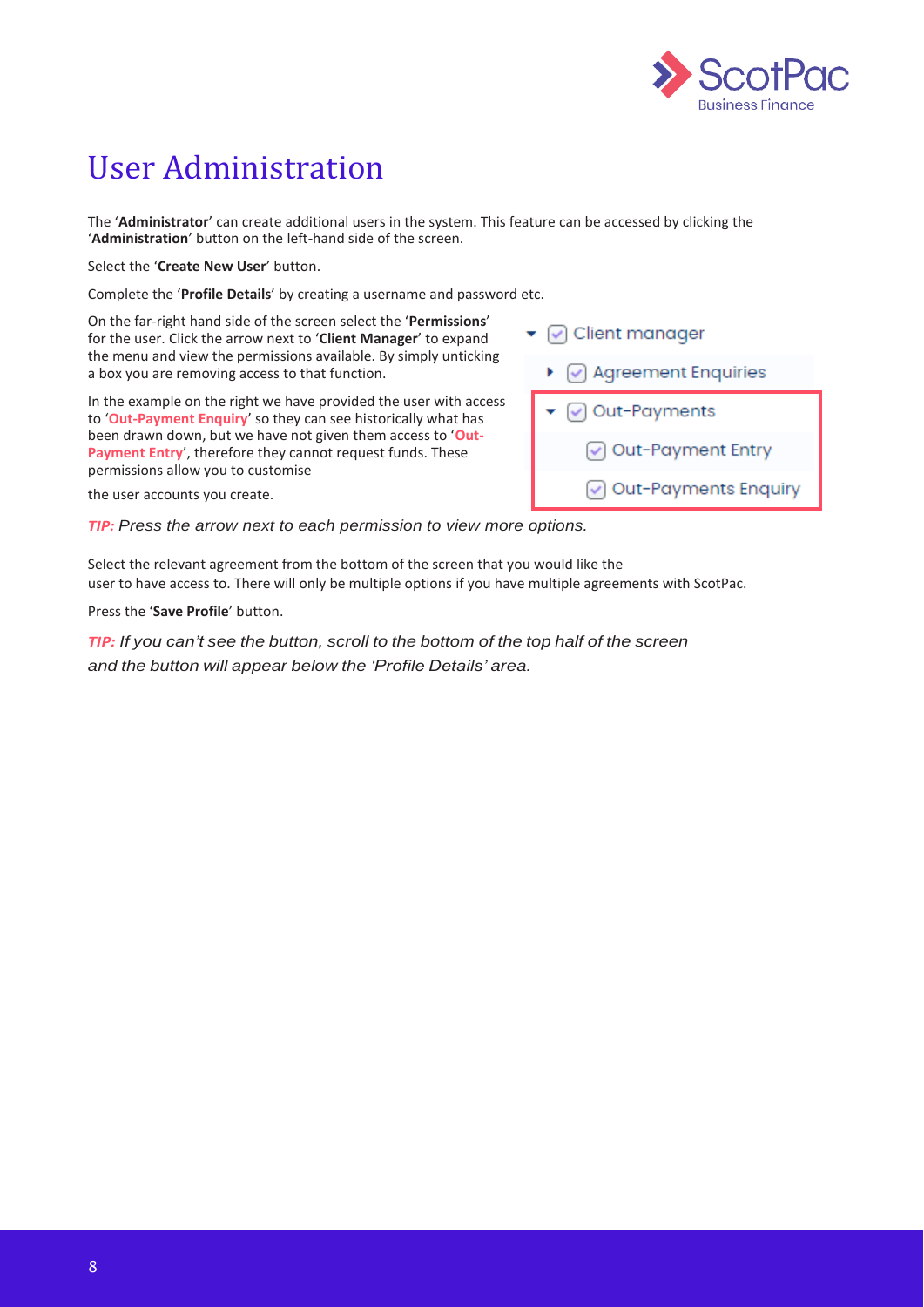# User Administration

The '**Administrator**' can create additional users in the system. This feature can be accessed by clicking the '**Administration**' button on the left-hand side of the screen.

Select the '**Create New User**' button.

Complete the '**Profile Details**' by creating a username and password etc.

On the far-right hand side of the screen select the '**Permissions**' for the user. Click the arrow next to '**Client Manager**' to expand the menu and view the permissions available. By simply unticking a box you are removing access to that function.

In the example on the right we have provided the user with access to '**Out-Payment Enquiry**' so they can see historically what has been drawn down, but we have not given them access to '**Out-Payment Entry**', therefore they cannot request funds. These permissions allow you to customise the user accounts you create.

- Client manager
  - Agreement Enquiries
  - Out-Payments
    - Out-Payment Entry
    - Out-Payments Enquiry

***TIP:*** *Press the arrow next to each permission to view more options.*

Select the relevant agreement from the bottom of the screen that you would like the user to have access to. There will only be multiple options if you have multiple agreements with ScotPac.

Press the '**Save Profile**' button.

***TIP:*** *If you can't see the button, scroll to the bottom of the top half of the screen and the button will appear below the 'Profile Details' area.*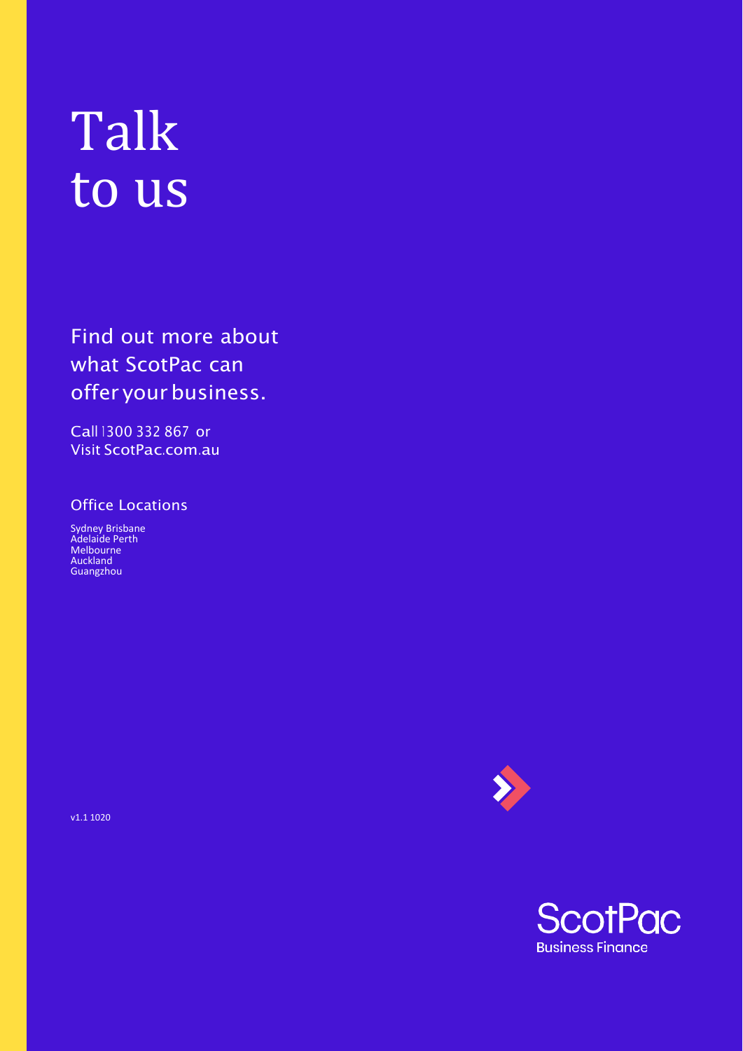# Talk to us

Find out more about what ScotPac can offer your business.

Call 1300 332 867 or
Visit ScotPac.com.au

## Office Locations

Sydney Brisbane
Adelaide Perth
Melbourne
Auckland
Guangzhou

v1.1 1020

ScotPac
Business Finance